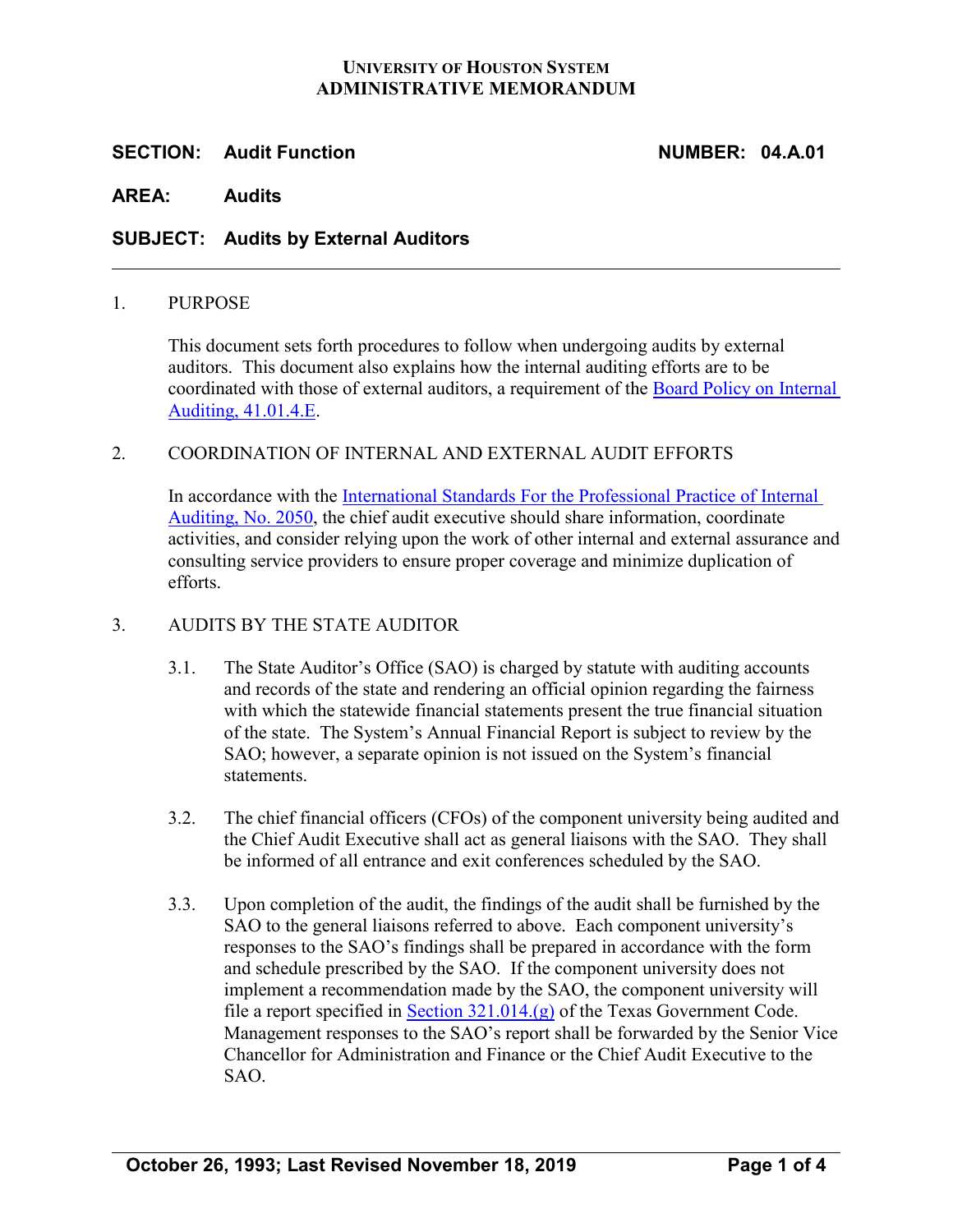**UNIVERSITY OF HOUSTON SYSTEM**
**ADMINISTRATIVE MEMORANDUM**

**SECTION: Audit Function** **NUMBER: 04.A.01**

**AREA: Audits**

**SUBJECT: Audits by External Auditors**

---

1. PURPOSE

   This document sets forth procedures to follow when undergoing audits by external auditors. This document also explains how the internal auditing efforts are to be coordinated with those of external auditors, a requirement of the Board Policy on Internal Auditing, 41.01.4.E.

2. COORDINATION OF INTERNAL AND EXTERNAL AUDIT EFFORTS

   In accordance with the International Standards For the Professional Practice of Internal Auditing, No. 2050, the chief audit executive should share information, coordinate activities, and consider relying upon the work of other internal and external assurance and consulting service providers to ensure proper coverage and minimize duplication of efforts.

3. AUDITS BY THE STATE AUDITOR

   3.1. The State Auditor's Office (SAO) is charged by statute with auditing accounts and records of the state and rendering an official opinion regarding the fairness with which the statewide financial statements present the true financial situation of the state. The System's Annual Financial Report is subject to review by the SAO; however, a separate opinion is not issued on the System's financial statements.

   3.2. The chief financial officers (CFOs) of the component university being audited and the Chief Audit Executive shall act as general liaisons with the SAO. They shall be informed of all entrance and exit conferences scheduled by the SAO.

   3.3. Upon completion of the audit, the findings of the audit shall be furnished by the SAO to the general liaisons referred to above. Each component university's responses to the SAO's findings shall be prepared in accordance with the form and schedule prescribed by the SAO. If the component university does not implement a recommendation made by the SAO, the component university will file a report specified in Section 321.014.(g) of the Texas Government Code. Management responses to the SAO's report shall be forwarded by the Senior Vice Chancellor for Administration and Finance or the Chief Audit Executive to the SAO.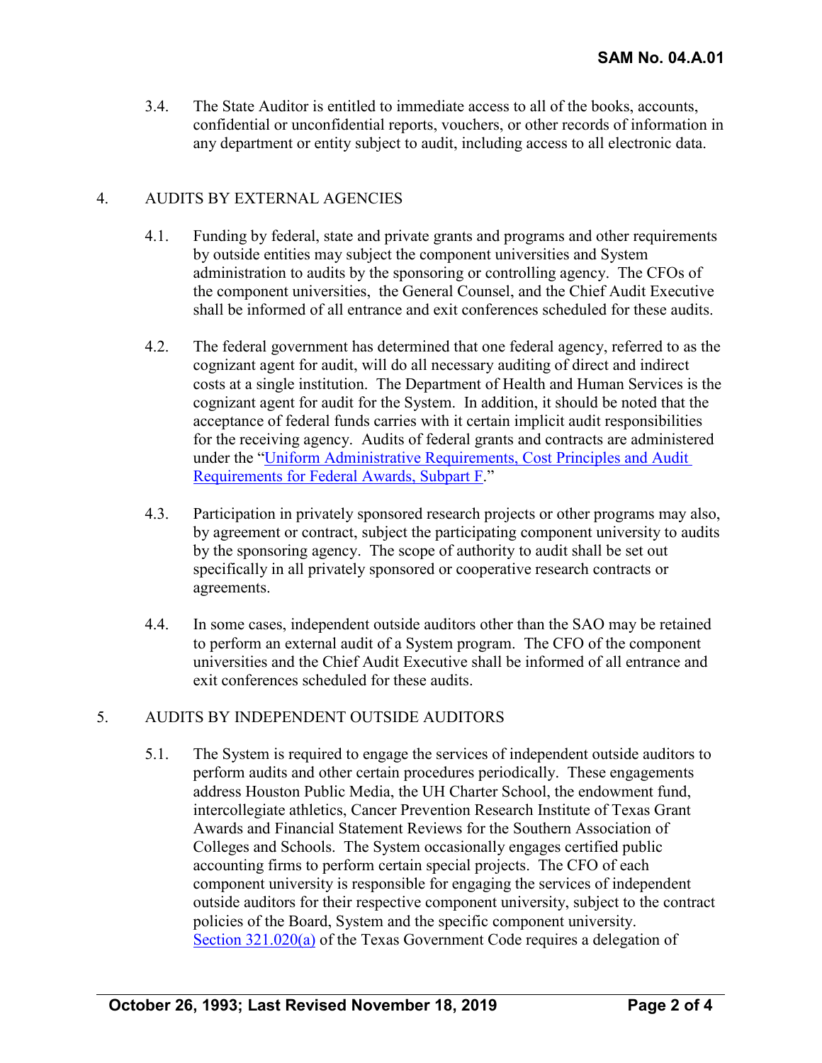3.4. The State Auditor is entitled to immediate access to all of the books, accounts, confidential or unconfidential reports, vouchers, or other records of information in any department or entity subject to audit, including access to all electronic data.

## 4. AUDITS BY EXTERNAL AGENCIES

4.1. Funding by federal, state and private grants and programs and other requirements by outside entities may subject the component universities and System administration to audits by the sponsoring or controlling agency. The CFOs of the component universities, the General Counsel, and the Chief Audit Executive shall be informed of all entrance and exit conferences scheduled for these audits.

4.2. The federal government has determined that one federal agency, referred to as the cognizant agent for audit, will do all necessary auditing of direct and indirect costs at a single institution. The Department of Health and Human Services is the cognizant agent for audit for the System. In addition, it should be noted that the acceptance of federal funds carries with it certain implicit audit responsibilities for the receiving agency. Audits of federal grants and contracts are administered under the "Uniform Administrative Requirements, Cost Principles and Audit Requirements for Federal Awards, Subpart F."

4.3. Participation in privately sponsored research projects or other programs may also, by agreement or contract, subject the participating component university to audits by the sponsoring agency. The scope of authority to audit shall be set out specifically in all privately sponsored or cooperative research contracts or agreements.

4.4. In some cases, independent outside auditors other than the SAO may be retained to perform an external audit of a System program. The CFO of the component universities and the Chief Audit Executive shall be informed of all entrance and exit conferences scheduled for these audits.

## 5. AUDITS BY INDEPENDENT OUTSIDE AUDITORS

5.1. The System is required to engage the services of independent outside auditors to perform audits and other certain procedures periodically. These engagements address Houston Public Media, the UH Charter School, the endowment fund, intercollegiate athletics, Cancer Prevention Research Institute of Texas Grant Awards and Financial Statement Reviews for the Southern Association of Colleges and Schools. The System occasionally engages certified public accounting firms to perform certain special projects. The CFO of each component university is responsible for engaging the services of independent outside auditors for their respective component university, subject to the contract policies of the Board, System and the specific component university. Section 321.020(a) of the Texas Government Code requires a delegation of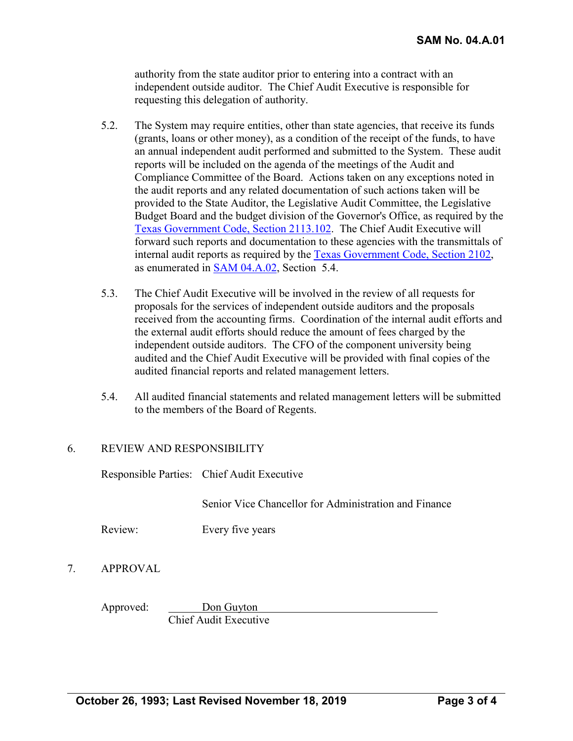authority from the state auditor prior to entering into a contract with an independent outside auditor. The Chief Audit Executive is responsible for requesting this delegation of authority.

5.2. The System may require entities, other than state agencies, that receive its funds (grants, loans or other money), as a condition of the receipt of the funds, to have an annual independent audit performed and submitted to the System. These audit reports will be included on the agenda of the meetings of the Audit and Compliance Committee of the Board. Actions taken on any exceptions noted in the audit reports and any related documentation of such actions taken will be provided to the State Auditor, the Legislative Audit Committee, the Legislative Budget Board and the budget division of the Governor's Office, as required by the Texas Government Code, Section 2113.102. The Chief Audit Executive will forward such reports and documentation to these agencies with the transmittals of internal audit reports as required by the Texas Government Code, Section 2102, as enumerated in SAM 04.A.02, Section 5.4.

5.3. The Chief Audit Executive will be involved in the review of all requests for proposals for the services of independent outside auditors and the proposals received from the accounting firms. Coordination of the internal audit efforts and the external audit efforts should reduce the amount of fees charged by the independent outside auditors. The CFO of the component university being audited and the Chief Audit Executive will be provided with final copies of the audited financial reports and related management letters.

5.4. All audited financial statements and related management letters will be submitted to the members of the Board of Regents.

## 6. REVIEW AND RESPONSIBILITY

Responsible Parties: Chief Audit Executive

Senior Vice Chancellor for Administration and Finance

Review: Every five years

## 7. APPROVAL

Approved: Don Guyton
Chief Audit Executive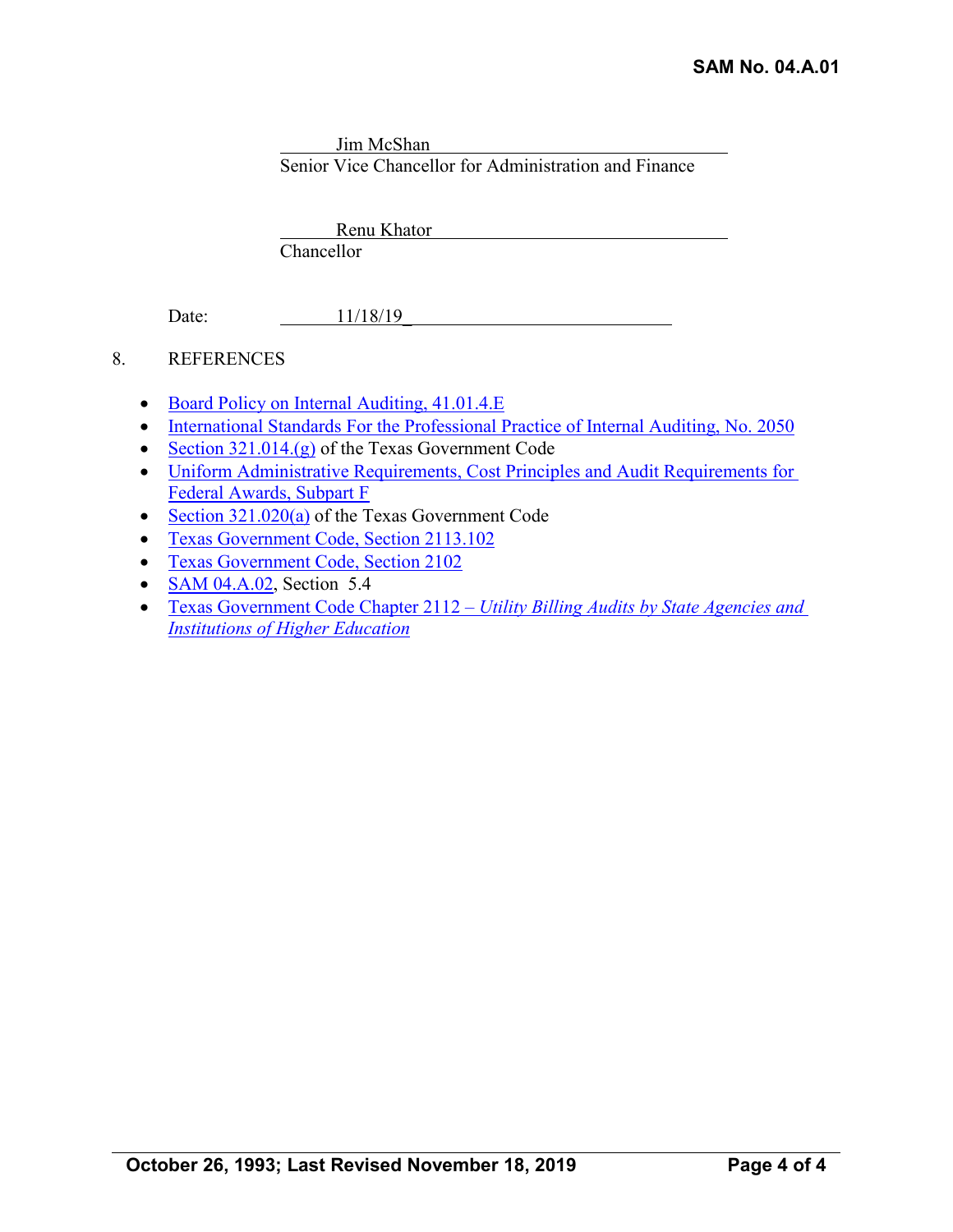Jim McShan
Senior Vice Chancellor for Administration and Finance

Renu Khator
Chancellor

Date: 11/18/19_

8. REFERENCES

- Board Policy on Internal Auditing, 41.01.4.E
- International Standards For the Professional Practice of Internal Auditing, No. 2050
- Section 321.014.(g) of the Texas Government Code
- Uniform Administrative Requirements, Cost Principles and Audit Requirements for Federal Awards, Subpart F
- Section 321.020(a) of the Texas Government Code
- Texas Government Code, Section 2113.102
- Texas Government Code, Section 2102
- SAM 04.A.02, Section 5.4
- Texas Government Code Chapter 2112 – *Utility Billing Audits by State Agencies and Institutions of Higher Education*